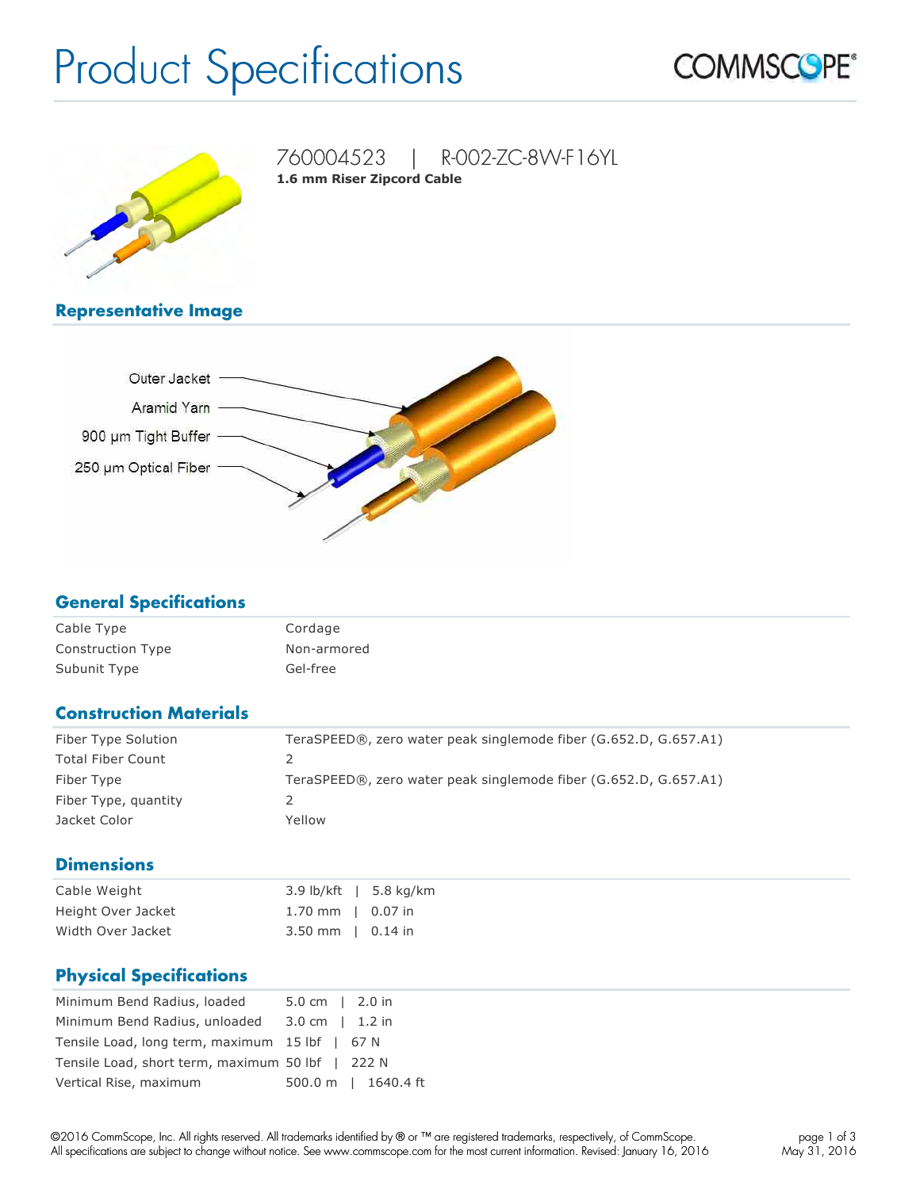# Product Specifications

760004523 | R-002-ZC-8W-F16YL

**1.6 mm Riser Zipcord Cable**

## Representative Image

Outer Jacket

Aramid Yarn

900 µm Tight Buffer

250 µm Optical Fiber

## General Specifications

| | |
|---|---|
| Cable Type | Cordage |
| Construction Type | Non-armored |
| Subunit Type | Gel-free |

## Construction Materials

| | |
|---|---|
| Fiber Type Solution | TeraSPEED®, zero water peak singlemode fiber (G.652.D, G.657.A1) |
| Total Fiber Count | 2 |
| Fiber Type | TeraSPEED®, zero water peak singlemode fiber (G.652.D, G.657.A1) |
| Fiber Type, quantity | 2 |
| Jacket Color | Yellow |

## Dimensions

| | |
|---|---|
| Cable Weight | 3.9 lb/kft \| 5.8 kg/km |
| Height Over Jacket | 1.70 mm \| 0.07 in |
| Width Over Jacket | 3.50 mm \| 0.14 in |

## Physical Specifications

| | |
|---|---|
| Minimum Bend Radius, loaded | 5.0 cm \| 2.0 in |
| Minimum Bend Radius, unloaded | 3.0 cm \| 1.2 in |
| Tensile Load, long term, maximum | 15 lbf \| 67 N |
| Tensile Load, short term, maximum | 50 lbf \| 222 N |
| Vertical Rise, maximum | 500.0 m \| 1640.4 ft |

©2016 CommScope, Inc. All rights reserved. All trademarks identified by ® or ™ are registered trademarks, respectively, of CommScope. All specifications are subject to change without notice. See www.commscope.com for the most current information. Revised: January 16, 2016

May 31, 2016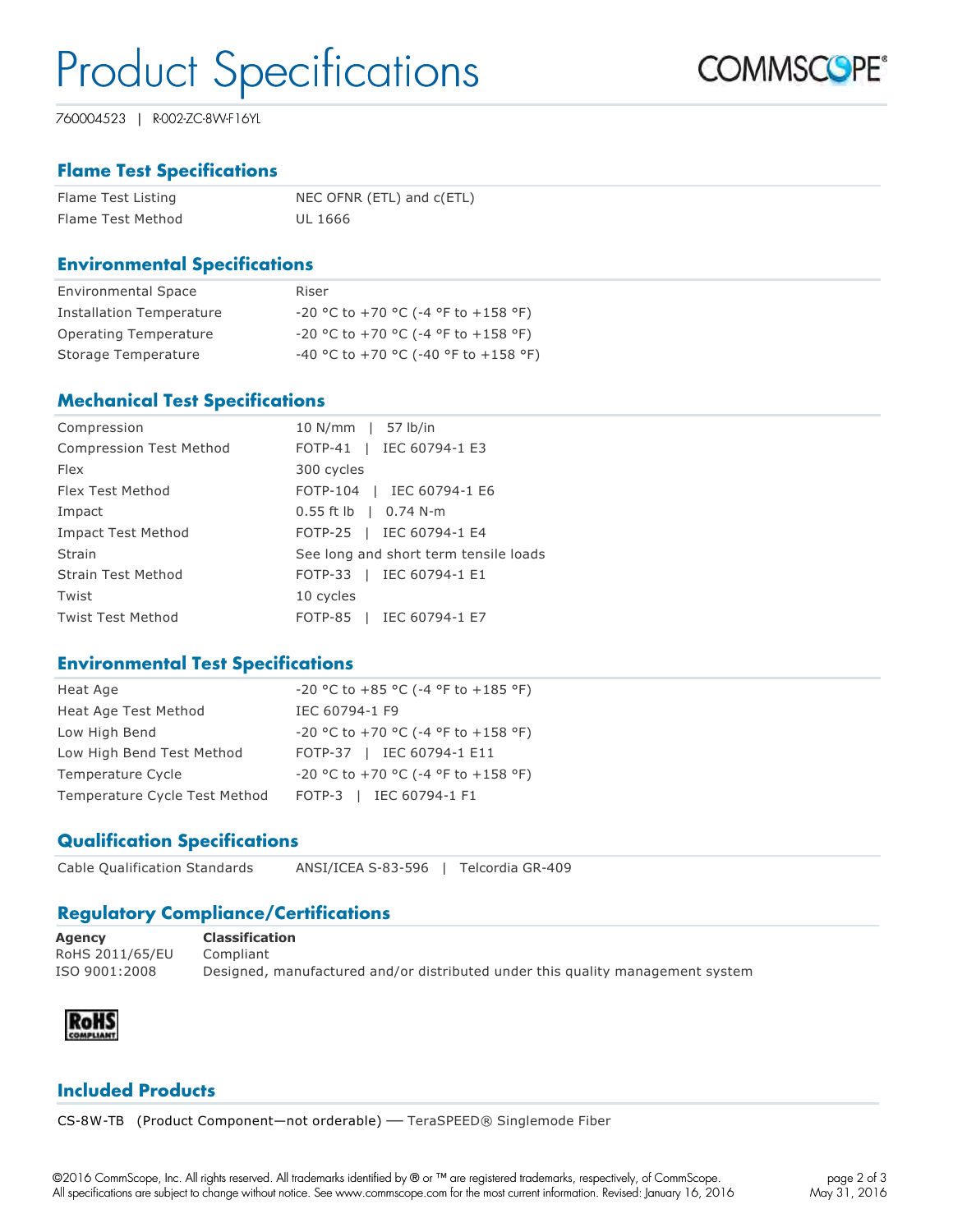# Product Specifications

760004523 | R-002-ZC-8W-F16YL

## Flame Test Specifications

| | |
|---|---|
| Flame Test Listing | NEC OFNR (ETL) and c(ETL) |
| Flame Test Method | UL 1666 |

## Environmental Specifications

| | |
|---|---|
| Environmental Space | Riser |
| Installation Temperature | -20 °C to +70 °C (-4 °F to +158 °F) |
| Operating Temperature | -20 °C to +70 °C (-4 °F to +158 °F) |
| Storage Temperature | -40 °C to +70 °C (-40 °F to +158 °F) |

## Mechanical Test Specifications

| | |
|---|---|
| Compression | 10 N/mm \| 57 lb/in |
| Compression Test Method | FOTP-41 \| IEC 60794-1 E3 |
| Flex | 300 cycles |
| Flex Test Method | FOTP-104 \| IEC 60794-1 E6 |
| Impact | 0.55 ft lb \| 0.74 N-m |
| Impact Test Method | FOTP-25 \| IEC 60794-1 E4 |
| Strain | See long and short term tensile loads |
| Strain Test Method | FOTP-33 \| IEC 60794-1 E1 |
| Twist | 10 cycles |
| Twist Test Method | FOTP-85 \| IEC 60794-1 E7 |

## Environmental Test Specifications

| | |
|---|---|
| Heat Age | -20 °C to +85 °C (-4 °F to +185 °F) |
| Heat Age Test Method | IEC 60794-1 F9 |
| Low High Bend | -20 °C to +70 °C (-4 °F to +158 °F) |
| Low High Bend Test Method | FOTP-37 \| IEC 60794-1 E11 |
| Temperature Cycle | -20 °C to +70 °C (-4 °F to +158 °F) |
| Temperature Cycle Test Method | FOTP-3 \| IEC 60794-1 F1 |

## Qualification Specifications

| | |
|---|---|
| Cable Qualification Standards | ANSI/ICEA S-83-596 \| Telcordia GR-409 |

## Regulatory Compliance/Certifications

| Agency | Classification |
|---|---|
| RoHS 2011/65/EU | Compliant |
| ISO 9001:2008 | Designed, manufactured and/or distributed under this quality management system |

RoHS COMPLIANT

## Included Products

CS-8W-TB (Product Component—not orderable) — TeraSPEED® Singlemode Fiber

©2016 CommScope, Inc. All rights reserved. All trademarks identified by ® or ™ are registered trademarks, respectively, of CommScope. All specifications are subject to change without notice. See www.commscope.com for the most current information. Revised: January 16, 2016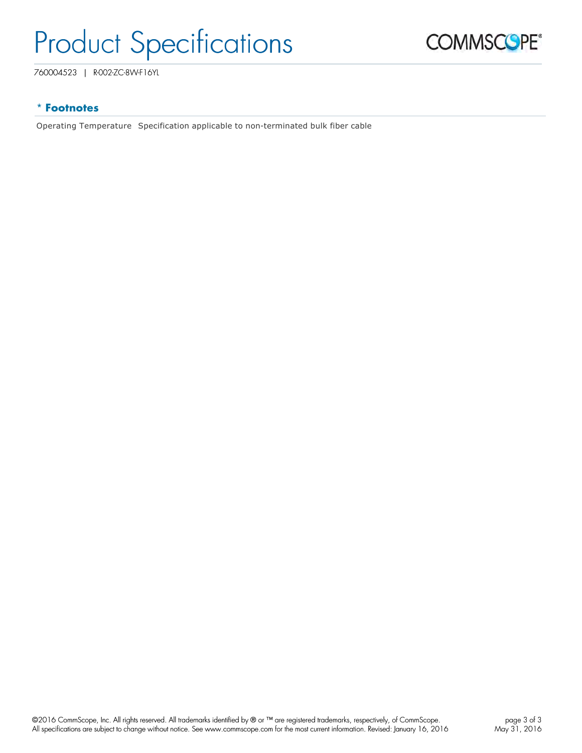## * Footnotes

| | |
|---|---|
| Operating Temperature | Specification applicable to non-terminated bulk fiber cable |